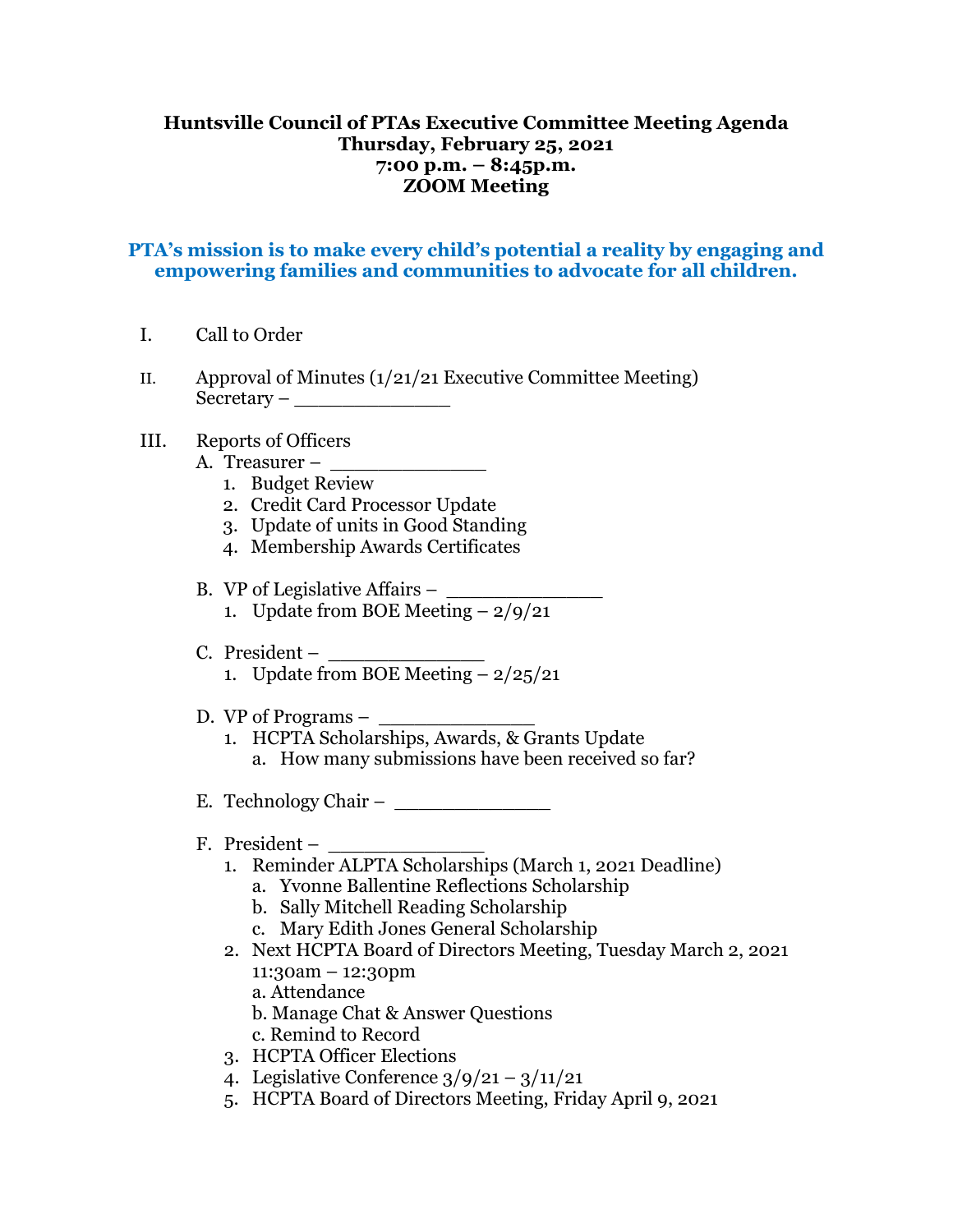# Huntsville Council of PTAs Executive Committee Meeting Agenda
**Thursday, February 25, 2021**
**7:00 p.m. – 8:45p.m.**
**ZOOM Meeting**

**PTA's mission is to make every child's potential a reality by engaging and empowering families and communities to advocate for all children.**

I. Call to Order

II. Approval of Minutes (1/21/21 Executive Committee Meeting)
Secretary – _____________

III. Reports of Officers

A. Treasurer – _____________
1. Budget Review
2. Credit Card Processor Update
3. Update of units in Good Standing
4. Membership Awards Certificates

B. VP of Legislative Affairs – _____________
1. Update from BOE Meeting – 2/9/21

C. President – _____________
1. Update from BOE Meeting – 2/25/21

D. VP of Programs – _____________
1. HCPTA Scholarships, Awards, & Grants Update
   a. How many submissions have been received so far?

E. Technology Chair – _____________

F. President – _____________
1. Reminder ALPTA Scholarships (March 1, 2021 Deadline)
   a. Yvonne Ballentine Reflections Scholarship
   b. Sally Mitchell Reading Scholarship
   c. Mary Edith Jones General Scholarship
2. Next HCPTA Board of Directors Meeting, Tuesday March 2, 2021 11:30am – 12:30pm
   a. Attendance
   b. Manage Chat & Answer Questions
   c. Remind to Record
3. HCPTA Officer Elections
4. Legislative Conference 3/9/21 – 3/11/21
5. HCPTA Board of Directors Meeting, Friday April 9, 2021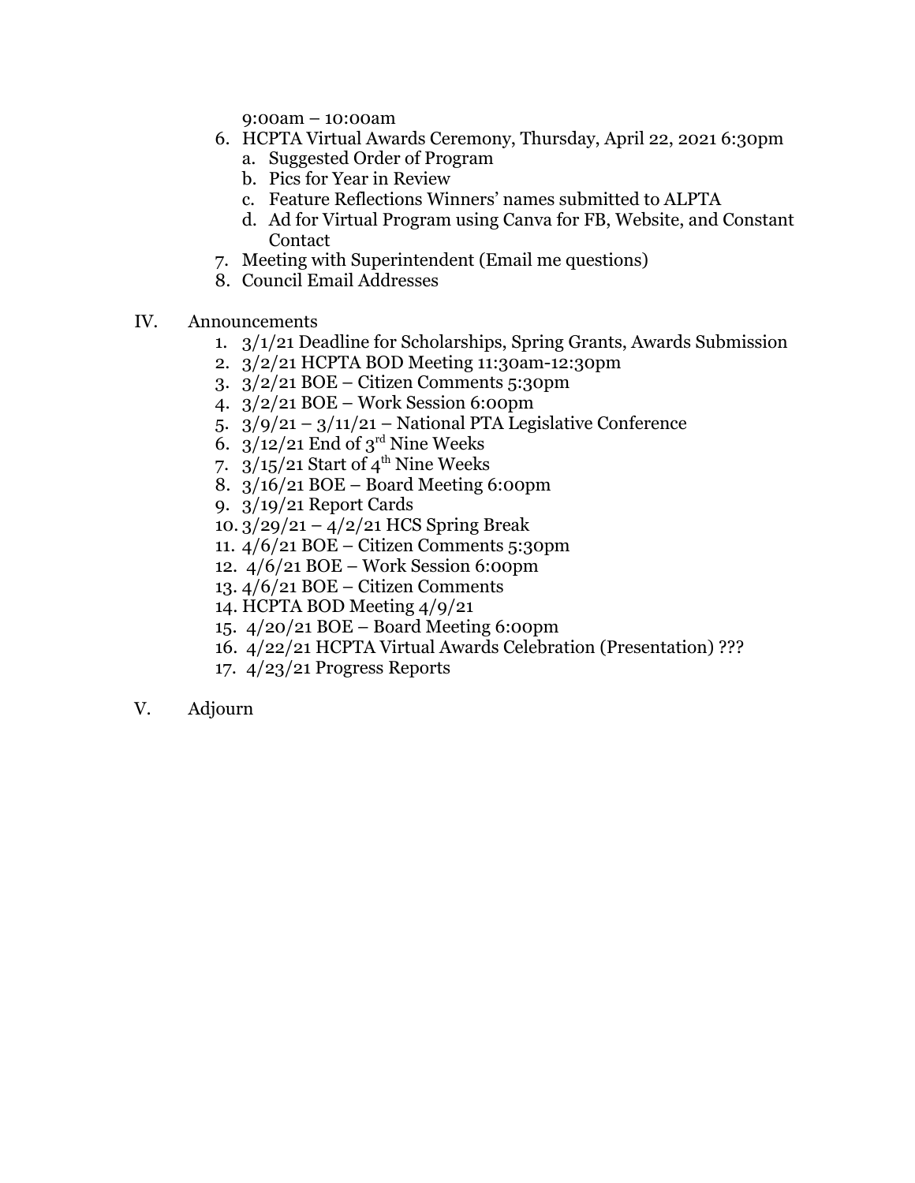9:00am – 10:00am

6. HCPTA Virtual Awards Ceremony, Thursday, April 22, 2021 6:30pm
   a. Suggested Order of Program
   b. Pics for Year in Review
   c. Feature Reflections Winners' names submitted to ALPTA
   d. Ad for Virtual Program using Canva for FB, Website, and Constant Contact
7. Meeting with Superintendent (Email me questions)
8. Council Email Addresses

IV. Announcements

1. 3/1/21 Deadline for Scholarships, Spring Grants, Awards Submission
2. 3/2/21 HCPTA BOD Meeting 11:30am-12:30pm
3. 3/2/21 BOE – Citizen Comments 5:30pm
4. 3/2/21 BOE – Work Session 6:00pm
5. 3/9/21 – 3/11/21 – National PTA Legislative Conference
6. 3/12/21 End of 3rd Nine Weeks
7. 3/15/21 Start of 4th Nine Weeks
8. 3/16/21 BOE – Board Meeting 6:00pm
9. 3/19/21 Report Cards
10. 3/29/21 – 4/2/21 HCS Spring Break
11. 4/6/21 BOE – Citizen Comments 5:30pm
12. 4/6/21 BOE – Work Session 6:00pm
13. 4/6/21 BOE – Citizen Comments
14. HCPTA BOD Meeting 4/9/21
15. 4/20/21 BOE – Board Meeting 6:00pm
16. 4/22/21 HCPTA Virtual Awards Celebration (Presentation) ???
17. 4/23/21 Progress Reports

V. Adjourn